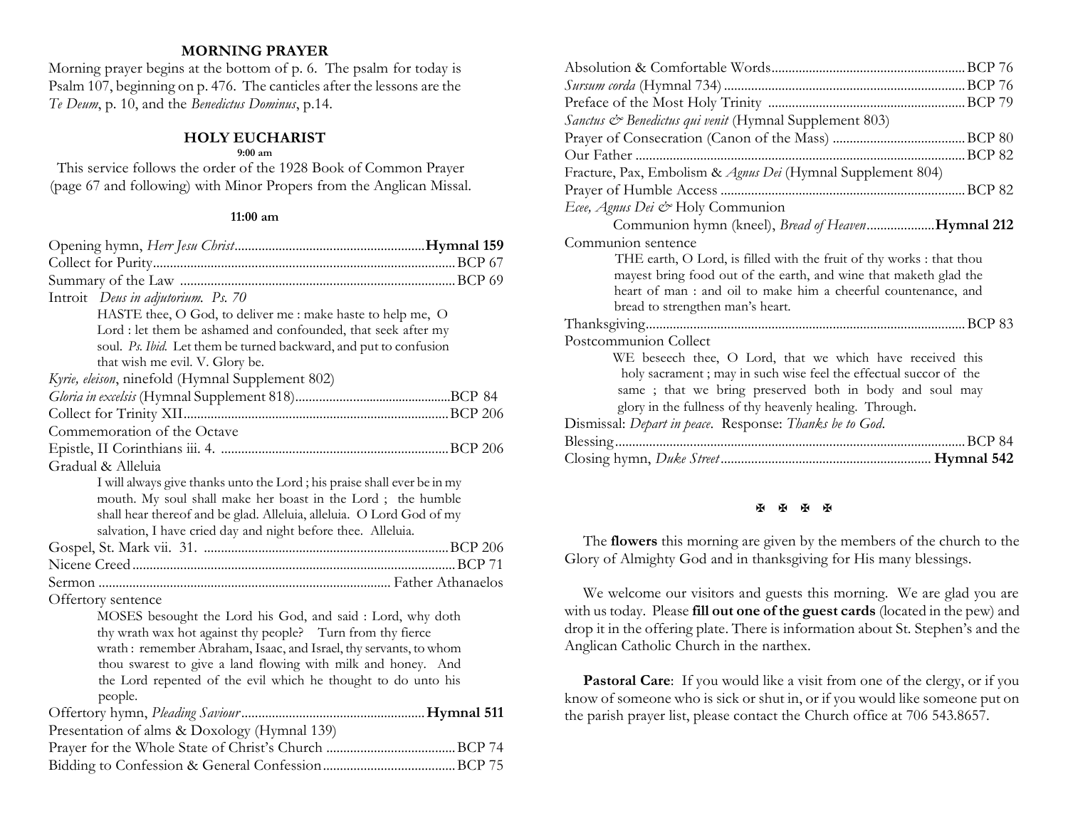## MORNING PRAYER

Morning prayer begins at the bottom of p. 6. The psalm for today is Psalm 107, beginning on p. 476. The canticles after the lessons are the *Te Deum*, p. 10, and the *Benedictus Dominus*, p.14.

## HOLY EUCHARIST

**9:00 am**

This service follows the order of the 1928 Book of Common Prayer (page 67 and following) with Minor Propers from the Anglican Missal.

**11:00 am**

Opening hymn, *Herr Jesu Christ* ........ **Hymnal 159**
Collect for Purity ........ BCP 67
Summary of the Law ........ BCP 69
Introit *Deus in adjutorium. Ps. 70*

> HASTE thee, O God, to deliver me : make haste to help me, O Lord : let them be ashamed and confounded, that seek after my soul. *Ps. Ibid.* Let them be turned backward, and put to confusion that wish me evil. V. Glory be.

*Kyrie, eleison*, ninefold (Hymnal Supplement 802)
*Gloria in excelsis* (Hymnal Supplement 818) ........ BCP 84
Collect for Trinity XII ........ BCP 206
Commemoration of the Octave
Epistle, II Corinthians iii. 4. ........ BCP 206
Gradual & Alleluia

> I will always give thanks unto the Lord ; his praise shall ever be in my mouth. My soul shall make her boast in the Lord ; the humble shall hear thereof and be glad. Alleluia, alleluia. O Lord God of my salvation, I have cried day and night before thee. Alleluia.

Gospel, St. Mark vii. 31. ........ BCP 206
Nicene Creed ........ BCP 71
Sermon ........ Father Athanaelos
Offertory sentence

> MOSES besought the Lord his God, and said : Lord, why doth thy wrath wax hot against thy people? Turn from thy fierce wrath : remember Abraham, Isaac, and Israel, thy servants, to whom thou swarest to give a land flowing with milk and honey. And the Lord repented of the evil which he thought to do unto his people.

Offertory hymn, *Pleading Saviour* ........ **Hymnal 511**
Presentation of alms & Doxology (Hymnal 139)
Prayer for the Whole State of Christ's Church ........ BCP 74
Bidding to Confession & General Confession ........ BCP 75
Absolution & Comfortable Words ........ BCP 76
*Sursum corda* (Hymnal 734) ........ BCP 76
Preface of the Most Holy Trinity ........ BCP 79
*Sanctus & Benedictus qui venit* (Hymnal Supplement 803)
Prayer of Consecration (Canon of the Mass) ........ BCP 80
Our Father ........ BCP 82
Fracture, Pax, Embolism & *Agnus Dei* (Hymnal Supplement 804)
Prayer of Humble Access ........ BCP 82
*Ecee, Agnus Dei &* Holy Communion

> Communion hymn (kneel), *Bread of Heaven* ........ **Hymnal 212**

Communion sentence

> THE earth, O Lord, is filled with the fruit of thy works : that thou mayest bring food out of the earth, and wine that maketh glad the heart of man : and oil to make him a cheerful countenance, and bread to strengthen man's heart.

Thanksgiving ........ BCP 83
Postcommunion Collect

> WE beseech thee, O Lord, that we which have received this holy sacrament ; may in such wise feel the effectual succor of the same ; that we bring preserved both in body and soul may glory in the fullness of thy heavenly healing. Through.

Dismissal: *Depart in peace*. Response: *Thanks be to God*.
Blessing ........ BCP 84
Closing hymn, *Duke Street* ........ **Hymnal 542**

✠ ✠ ✠ ✠

The **flowers** this morning are given by the members of the church to the Glory of Almighty God and in thanksgiving for His many blessings.

We welcome our visitors and guests this morning. We are glad you are with us today. Please **fill out one of the guest cards** (located in the pew) and drop it in the offering plate. There is information about St. Stephen's and the Anglican Catholic Church in the narthex.

**Pastoral Care**: If you would like a visit from one of the clergy, or if you know of someone who is sick or shut in, or if you would like someone put on the parish prayer list, please contact the Church office at 706 543.8657.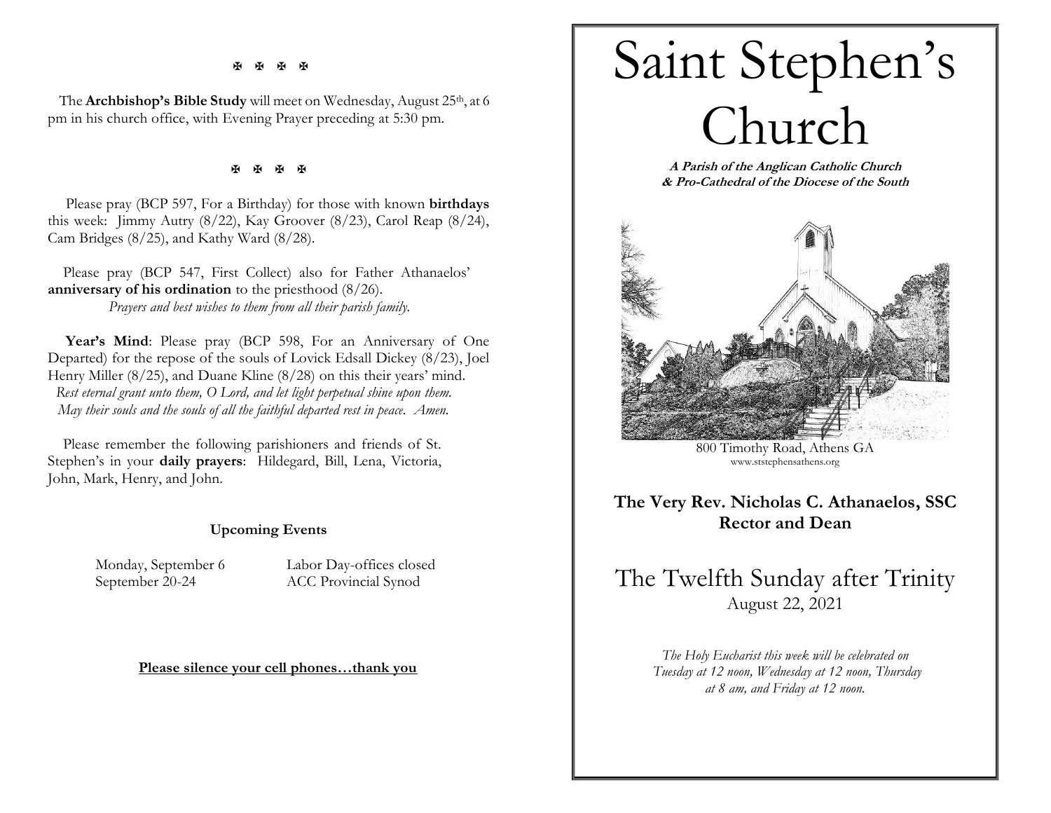✠ ✠ ✠ ✠

The **Archbishop's Bible Study** will meet on Wednesday, August 25th, at 6 pm in his church office, with Evening Prayer preceding at 5:30 pm.

✠ ✠ ✠ ✠

Please pray (BCP 597, For a Birthday) for those with known **birthdays** this week: Jimmy Autry (8/22), Kay Groover (8/23), Carol Reap (8/24), Cam Bridges (8/25), and Kathy Ward (8/28).

Please pray (BCP 547, First Collect) also for Father Athanaelos' **anniversary of his ordination** to the priesthood (8/26).

*Prayers and best wishes to them from all their parish family.*

**Year's Mind**: Please pray (BCP 598, For an Anniversary of One Departed) for the repose of the souls of Lovick Edsall Dickey (8/23), Joel Henry Miller (8/25), and Duane Kline (8/28) on this their years' mind.

*Rest eternal grant unto them, O Lord, and let light perpetual shine upon them. May their souls and the souls of all the faithful departed rest in peace. Amen.*

Please remember the following parishioners and friends of St. Stephen's in your **daily prayers**: Hildegard, Bill, Lena, Victoria, John, Mark, Henry, and John.

**Upcoming Events**

| | |
|---|---|
| Monday, September 6 | Labor Day-offices closed |
| September 20-24 | ACC Provincial Synod |

**Please silence your cell phones…thank you**

# Saint Stephen's Church

***A Parish of the Anglican Catholic Church & Pro-Cathedral of the Diocese of the South***

800 Timothy Road, Athens GA
www.ststephensathens.org

**The Very Rev. Nicholas C. Athanaelos, SSC**
**Rector and Dean**

## The Twelfth Sunday after Trinity

August 22, 2021

*The Holy Eucharist this week will be celebrated on Tuesday at 12 noon, Wednesday at 12 noon, Thursday at 8 am, and Friday at 12 noon.*